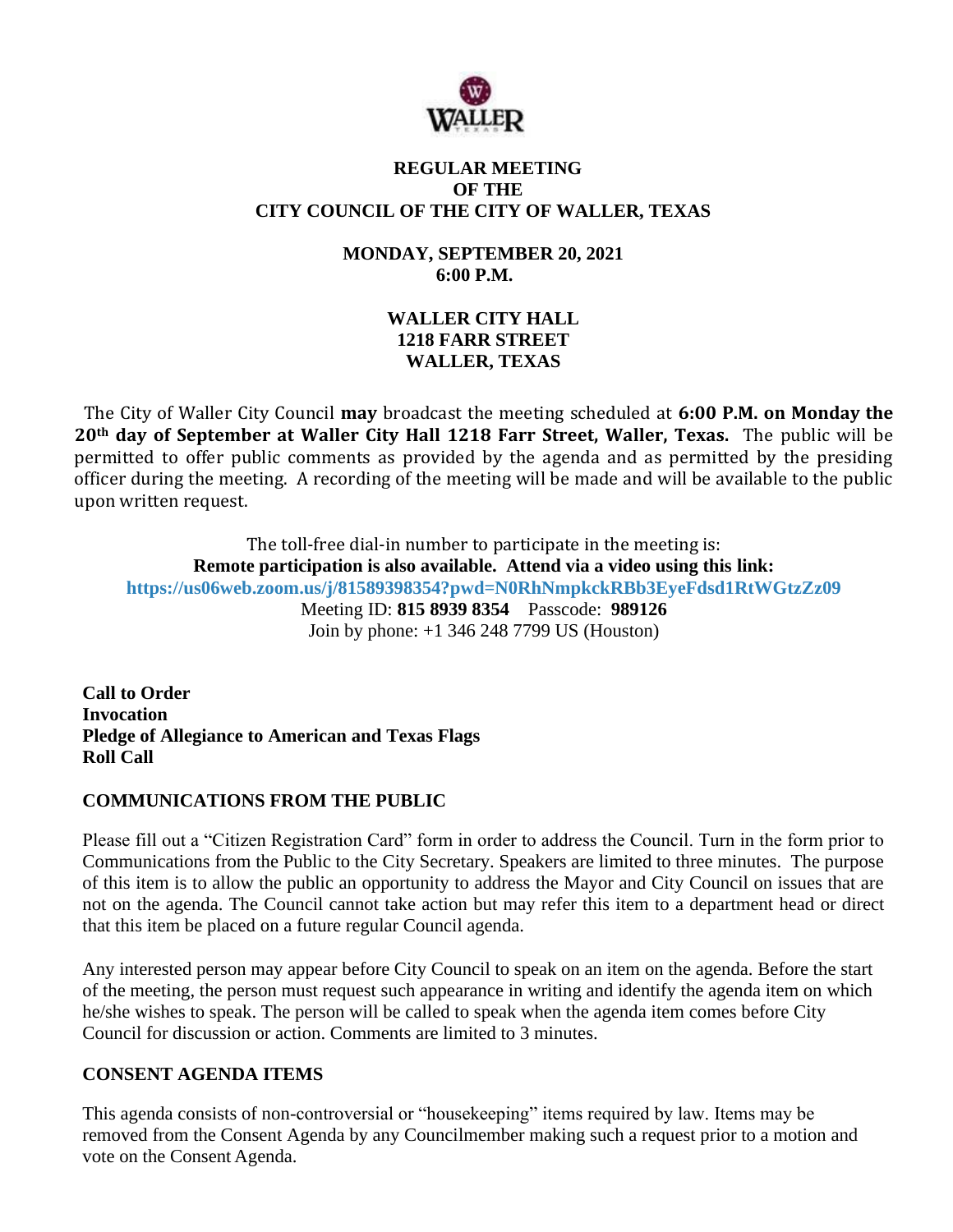# REGULAR MEETING OF THE CITY COUNCIL OF THE CITY OF WALLER, TEXAS

**MONDAY, SEPTEMBER 20, 2021**
**6:00 P.M.**

**WALLER CITY HALL**
**1218 FARR STREET**
**WALLER, TEXAS**

The City of Waller City Council **may** broadcast the meeting scheduled at **6:00 P.M. on Monday the 20th day of September at Waller City Hall 1218 Farr Street, Waller, Texas.** The public will be permitted to offer public comments as provided by the agenda and as permitted by the presiding officer during the meeting. A recording of the meeting will be made and will be available to the public upon written request.

The toll-free dial-in number to participate in the meeting is:
**Remote participation is also available. Attend via a video using this link:**
**https://us06web.zoom.us/j/81589398354?pwd=N0RhNmpkckRBb3EyeFdsd1RtWGtzZz09**
Meeting ID: **815 8939 8354** Passcode: **989126**
Join by phone: +1 346 248 7799 US (Houston)

**Call to Order**
**Invocation**
**Pledge of Allegiance to American and Texas Flags**
**Roll Call**

## COMMUNICATIONS FROM THE PUBLIC

Please fill out a "Citizen Registration Card" form in order to address the Council. Turn in the form prior to Communications from the Public to the City Secretary. Speakers are limited to three minutes. The purpose of this item is to allow the public an opportunity to address the Mayor and City Council on issues that are not on the agenda. The Council cannot take action but may refer this item to a department head or direct that this item be placed on a future regular Council agenda.

Any interested person may appear before City Council to speak on an item on the agenda. Before the start of the meeting, the person must request such appearance in writing and identify the agenda item on which he/she wishes to speak. The person will be called to speak when the agenda item comes before City Council for discussion or action. Comments are limited to 3 minutes.

## CONSENT AGENDA ITEMS

This agenda consists of non-controversial or "housekeeping" items required by law. Items may be removed from the Consent Agenda by any Councilmember making such a request prior to a motion and vote on the Consent Agenda.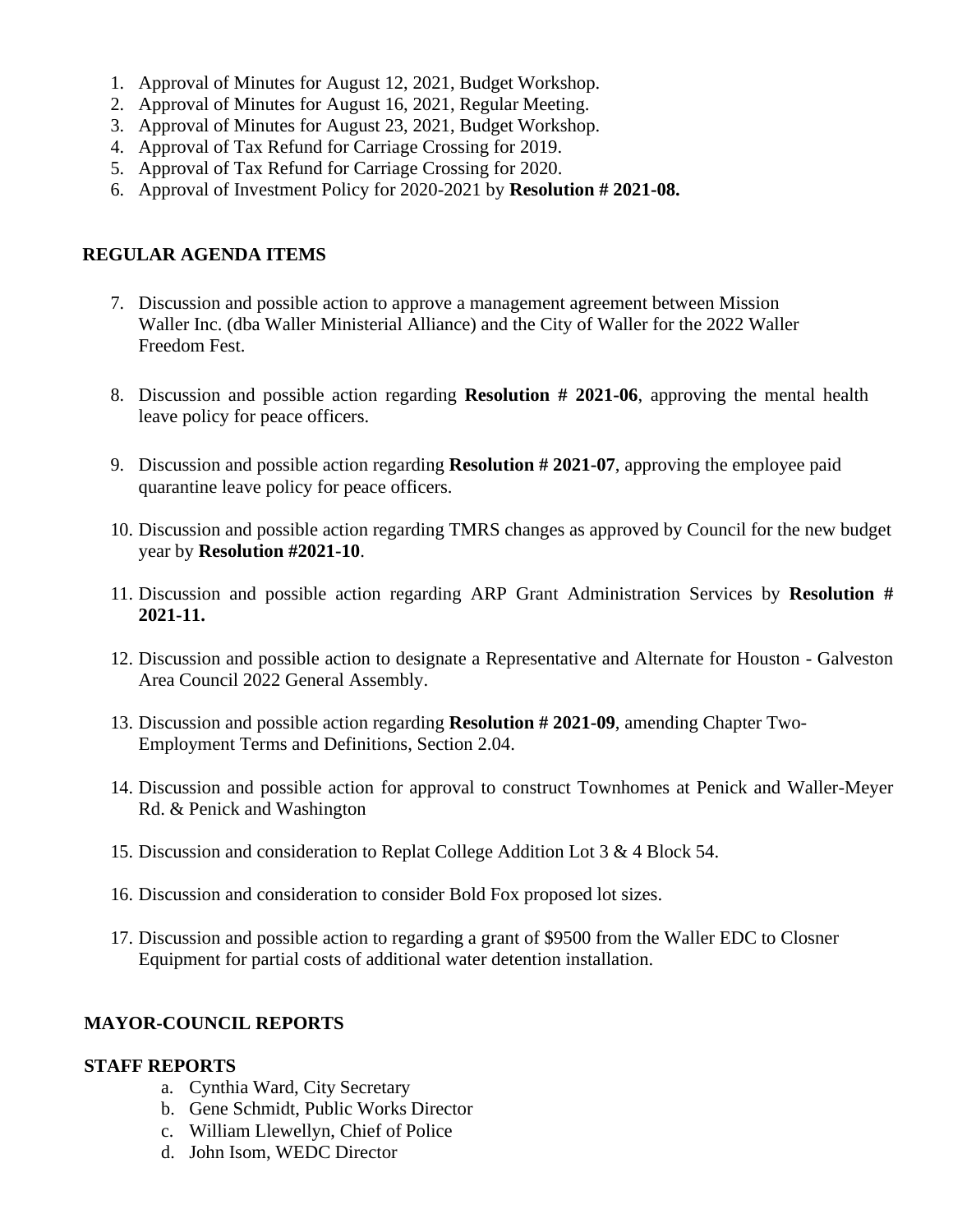1. Approval of Minutes for August 12, 2021, Budget Workshop.
2. Approval of Minutes for August 16, 2021, Regular Meeting.
3. Approval of Minutes for August 23, 2021, Budget Workshop.
4. Approval of Tax Refund for Carriage Crossing for 2019.
5. Approval of Tax Refund for Carriage Crossing for 2020.
6. Approval of Investment Policy for 2020-2021 by **Resolution # 2021-08.**

**REGULAR AGENDA ITEMS**

7. Discussion and possible action to approve a management agreement between Mission Waller Inc. (dba Waller Ministerial Alliance) and the City of Waller for the 2022 Waller Freedom Fest.

8. Discussion and possible action regarding **Resolution # 2021-06**, approving the mental health leave policy for peace officers.

9. Discussion and possible action regarding **Resolution # 2021-07**, approving the employee paid quarantine leave policy for peace officers.

10. Discussion and possible action regarding TMRS changes as approved by Council for the new budget year by **Resolution #2021-10**.

11. Discussion and possible action regarding ARP Grant Administration Services by **Resolution # 2021-11.**

12. Discussion and possible action to designate a Representative and Alternate for Houston - Galveston Area Council 2022 General Assembly.

13. Discussion and possible action regarding **Resolution # 2021-09**, amending Chapter Two- Employment Terms and Definitions, Section 2.04.

14. Discussion and possible action for approval to construct Townhomes at Penick and Waller-Meyer Rd. & Penick and Washington

15. Discussion and consideration to Replat College Addition Lot 3 & 4 Block 54.

16. Discussion and consideration to consider Bold Fox proposed lot sizes.

17. Discussion and possible action to regarding a grant of $9500 from the Waller EDC to Closner Equipment for partial costs of additional water detention installation.

**MAYOR-COUNCIL REPORTS**

**STAFF REPORTS**

a. Cynthia Ward, City Secretary
b. Gene Schmidt, Public Works Director
c. William Llewellyn, Chief of Police
d. John Isom, WEDC Director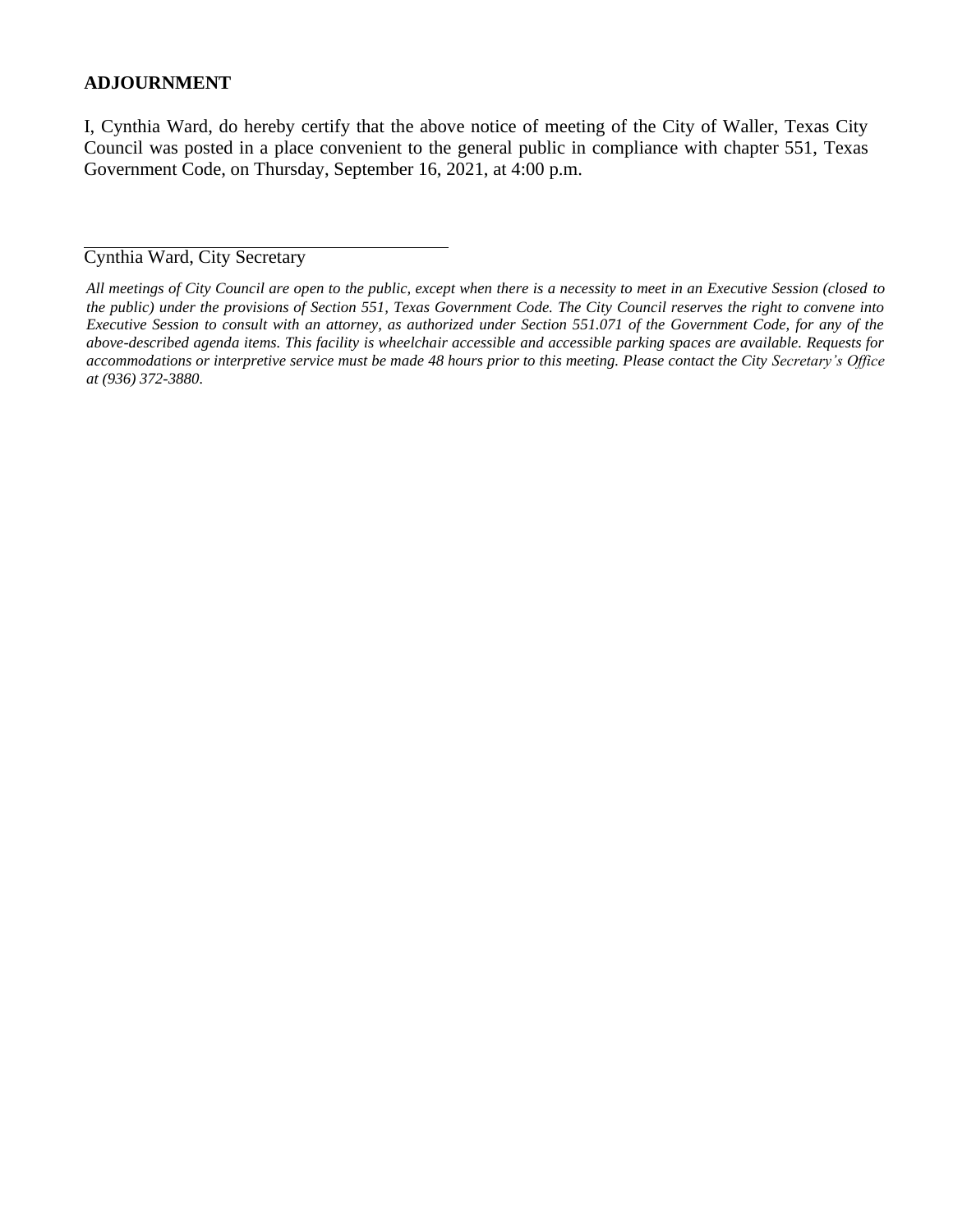**ADJOURNMENT**

I, Cynthia Ward, do hereby certify that the above notice of meeting of the City of Waller, Texas City Council was posted in a place convenient to the general public in compliance with chapter 551, Texas Government Code, on Thursday, September 16, 2021, at 4:00 p.m.

\_\_\_\_\_\_\_\_\_\_\_\_\_\_\_\_\_\_\_\_\_\_\_\_\_\_\_\_\_\_\_\_\_\_\_\_\_\_\_\_

Cynthia Ward, City Secretary

*All meetings of City Council are open to the public, except when there is a necessity to meet in an Executive Session (closed to the public) under the provisions of Section 551, Texas Government Code. The City Council reserves the right to convene into Executive Session to consult with an attorney, as authorized under Section 551.071 of the Government Code, for any of the above-described agenda items. This facility is wheelchair accessible and accessible parking spaces are available. Requests for accommodations or interpretive service must be made 48 hours prior to this meeting. Please contact the City Secretary's Office at (936) 372-3880.*